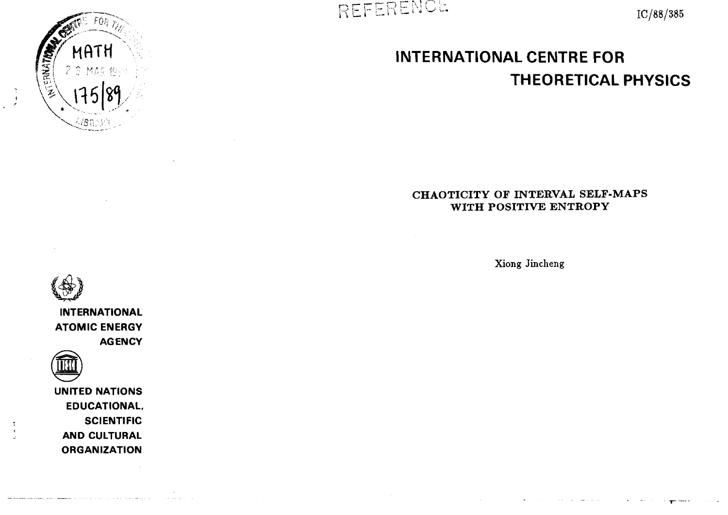REFERENCE

IC/88/385

# INTERNATIONAL CENTRE FOR THEORETICAL PHYSICS

## CHAOTICITY OF INTERVAL SELF-MAPS WITH POSITIVE ENTROPY

Xiong Jincheng

INTERNATIONAL ATOMIC ENERGY AGENCY

UNITED NATIONS EDUCATIONAL, SCIENTIFIC AND CULTURAL ORGANIZATION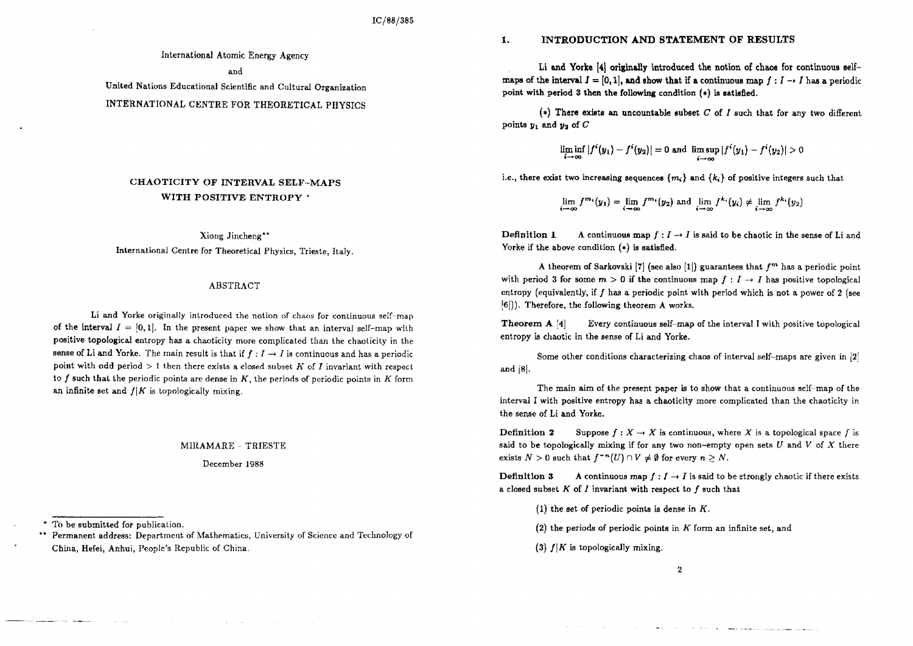IC/88/385

International Atomic Energy Agency

and

United Nations Educational Scientific and Cultural Organization

INTERNATIONAL CENTRE FOR THEORETICAL PHYSICS

## CHAOTICITY OF INTERVAL SELF-MAPS WITH POSITIVE ENTROPY *

Xiong Jincheng**

International Centre for Theoretical Physics, Trieste, Italy.

### ABSTRACT

Li and Yorke originally introduced the notion of chaos for continuous self-map of the interval $I = [0,1]$. In the present paper we show that an interval self-map with positive topological entropy has a chaoticity more complicated than the chaoticity in the sense of Li and Yorke. The main result is that if $f : I \to I$ is continuous and has a periodic point with odd period $> 1$ then there exists a closed subset $K$ of $I$ invariant with respect to $f$ such that the periodic points are dense in $K$, the periods of periodic points in $K$ form an infinite set and $f|K$ is topologically mixing.

MIRAMARE – TRIESTE

December 1988

\* To be submitted for publication.

\*\* Permanent address: Department of Mathematics, University of Science and Technology of China, Hefei, Anhui, People's Republic of China.

## 1. INTRODUCTION AND STATEMENT OF RESULTS

Li and Yorke [4] originally introduced the notion of chaos for continuous self-maps of the interval $I = [0,1]$, and show that if a continuous map $f : I \to I$ has a periodic point with period 3 then the following condition (*) is satisfied.

(*) There exists an uncountable subset $C$ of $I$ such that for any two different points $y_1$ and $y_2$ of $C$

$$\liminf_{i\to\infty} |f^i(y_1) - f^i(y_2)| = 0 \text{ and } \limsup_{i\to\infty} |f^i(y_1) - f^i(y_2)| > 0$$

i.e., there exist two increasing sequences $\{m_i\}$ and $\{k_i\}$ of positive integers such that

$$\lim_{i\to\infty} f^{m_i}(y_1) = \lim_{i\to\infty} f^{m_i}(y_2) \text{ and } \lim_{i\to\infty} f^{k_i}(y_i) \neq \lim_{i\to\infty} f^{k_i}(y_2)$$

**Definition 1** A continuous map $f : I \to I$ is said to be chaotic in the sense of Li and Yorke if the above condition (*) is satisfied.

A theorem of Sarkovski [7] (see also [1]) guarantees that $f^m$ has a periodic point with period 3 for some $m > 0$ if the continuous map $f : I \to I$ has positive topological entropy (equivalently, if $f$ has a periodic point with period which is not a power of 2 (see [6])). Therefore, the following theorem A works.

**Theorem A** [4] Every continuous self-map of the interval I with positive topological entropy is chaotic in the sense of Li and Yorke.

Some other conditions characterizing chaos of interval self-maps are given in [2] and [8].

The main aim of the present paper is to show that a continuous self-map of the interval I with positive entropy has a chaoticity more complicated than the chaoticity in the sense of Li and Yorke.

**Definition 2** Suppose $f : X \to X$ is continuous, where $X$ is a topological space $f$ is said to be topologically mixing if for any two non-empty open sets $U$ and $V$ of $X$ there exists $N > 0$ such that $f^{-n}(U) \cap V \neq \emptyset$ for every $n \geq N$.

**Definition 3** A continuous map $f : I \to I$ is said to be strongly chaotic if there exists a closed subset $K$ of $I$ invariant with respect to $f$ such that

(1) the set of periodic points is dense in $K$.

(2) the periods of periodic points in $K$ form an infinite set, and

(3) $f|K$ is topologically mixing.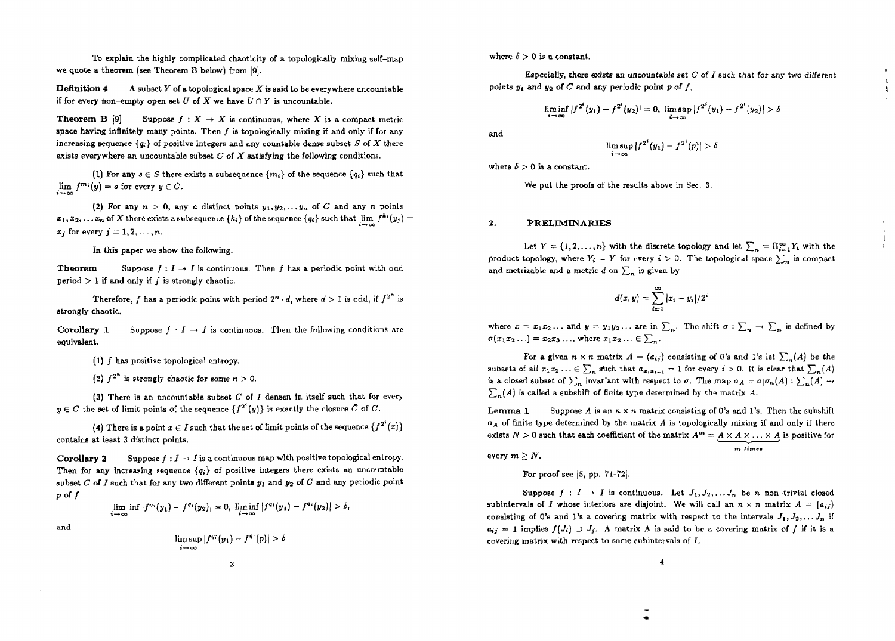To explain the highly complicated chaoticity of a topologically mixing self-map we quote a theorem (see Theorem B below) from [9].

**Definition 4** A subset $Y$ of a topological space $X$ is said to be everywhere uncountable if for every non-empty open set $U$ of $X$ we have $U \cap Y$ is uncountable.

**Theorem B** [9] Suppose $f : X \to X$ is continuous, where $X$ is a compact metric space having infinitely many points. Then $f$ is topologically mixing if and only if for any increasing sequence $\{q_i\}$ of positive integers and any countable dense subset $S$ of $X$ there exists everywhere an uncountable subset $C$ of $X$ satisfying the following conditions.

(1) For any $s \in S$ there exists a subsequence $\{m_i\}$ of the sequence $\{q_i\}$ such that $\lim_{i\to\infty} f^{m_i}(y) = s$ for every $y \in C$.

(2) For any $n > 0$, any $n$ distinct points $y_1, y_2, \dots y_n$ of $C$ and any $n$ points $x_1, x_2, \dots x_n$ of $X$ there exists a subsequence $\{k_i\}$ of the sequence $\{q_i\}$ such that $\lim_{i\to\infty} f^{k_i}(y_j) = x_j$ for every $j = 1, 2, \dots, n$.

In this paper we show the following.

**Theorem** Suppose $f : I \to I$ is continuous. Then $f$ has a periodic point with odd period $> 1$ if and only if $f$ is strongly chaotic.

Therefore, $f$ has a periodic point with period $2^n \cdot d$, where $d > 1$ is odd, if $f^{2^n}$ is strongly chaotic.

**Corollary 1** Suppose $f : I \to I$ is continuous. Then the following conditions are equivalent.

(1) $f$ has positive topological entropy.

(2) $f^{2^n}$ is strongly chaotic for some $n > 0$.

(3) There is an uncountable subset $C$ of $I$ densen in itself such that for every $y \in C$ the set of limit points of the sequence $\{f^{2^i}(y)\}$ is exactly the closure $\bar{C}$ of $C$.

(4) There is a point $x \in I$ such that the set of limit points of the sequence $\{f^{2^i}(x)\}$ contains at least 3 distinct points.

**Corollary 2** Suppose $f : I \to I$ is a continuous map with positive topological entropy. Then for any increasing sequence $\{q_i\}$ of positive integers there exists an uncountable subset $C$ of $I$ such that for any two different points $y_1$ and $y_2$ of $C$ and any periodic point $p$ of $f$

$$\lim_{i\to\infty} \inf |f^{q_i}(y_1) - f^{q_i}(y_2)| = 0, \ \liminf_{i\to\infty} |f^{q_i}(y_1) - f^{q_i}(y_2)| > \delta,$$

and

$$\limsup_{i\to\infty} |f^{q_i}(y_1) - f^{q_i}(p)| > \delta$$

where $\delta > 0$ is a constant.

Especially, there exists an uncountable set $C$ of $I$ such that for any two different points $y_1$ and $y_2$ of $C$ and any periodic point $p$ of $f$,

$$\liminf_{i\to\infty} |f^{2^i}(y_1) - f^{2^i}(y_2)| = 0, \ \limsup_{i\to\infty} |f^{2^i}(y_1) - f^{2^i}(y_2)| > \delta$$

and

$$\limsup_{i\to\infty} |f^{2^i}(y_1) - f^{2^i}(p)| > \delta$$

where $\delta > 0$ is a constant.

We put the proofs of the results above in Sec. 3.

## 2. PRELIMINARIES

Let $Y = \{1, 2, \dots, n\}$ with the discrete topology and let $\sum_n = \prod_{i=1}^{\infty} Y_i$ with the product topology, where $Y_i = Y$ for every $i > 0$. The topological space $\sum_n$ is compact and metrizable and a metric $d$ on $\sum_n$ is given by

$$d(x, y) = \sum_{i=1}^{\infty} |x_i - y_i|/2^i$$

where $x = x_1x_2\dots$ and $y = y_1y_2\dots$ are in $\sum_n$. The shift $\sigma : \sum_n \to \sum_n$ is defined by $\sigma(x_1x_2\dots) = x_2x_3\dots$, where $x_1x_2\dots \in \sum_n$.

For a given $n \times n$ matrix $A = (a_{ij})$ consisting of 0's and 1's let $\sum_n(A)$ be the subsets of all $x_1x_2\dots \in \sum_n$ such that $a_{x_ix_{i+1}} = 1$ for every $i > 0$. It is clear that $\sum_n(A)$ is a closed subset of $\sum_n$ invariant with respect to $\sigma$. The map $\sigma_A = \sigma|\sigma_n(A) : \sum_n(A) \to \sum_n(A)$ is called a subshift of finite type determined by the matrix $A$.

**Lemma 1** Suppose $A$ is an $n \times n$ matrix consisting of 0's and 1's. Then the subshift $\sigma_A$ of finite type determined by the matrix $A$ is topologically mixing if and only if there exists $N > 0$ such that each coefficient of the matrix $A^m = \underbrace{A \times A \times \dots \times A}_{m \text{ times}}$ is positive for every $m \geq N$.

For proof see [5, pp. 71-72].

Suppose $f : I \to I$ is continuous. Let $J_1, J_2, \dots J_n$ be $n$ non-trivial closed subintervals of $I$ whose interiors are disjoint. We will call an $n \times n$ matrix $A = (a_{ij})$ consisting of 0's and 1's a covering matrix with respect to the intervals $J_1, J_2, \dots J_n$ if $a_{ij} = 1$ implies $f(J_i) \supset J_j$. A matrix A is said to be a covering matrix of $f$ if it is a covering matrix with respect to some subintervals of $I$.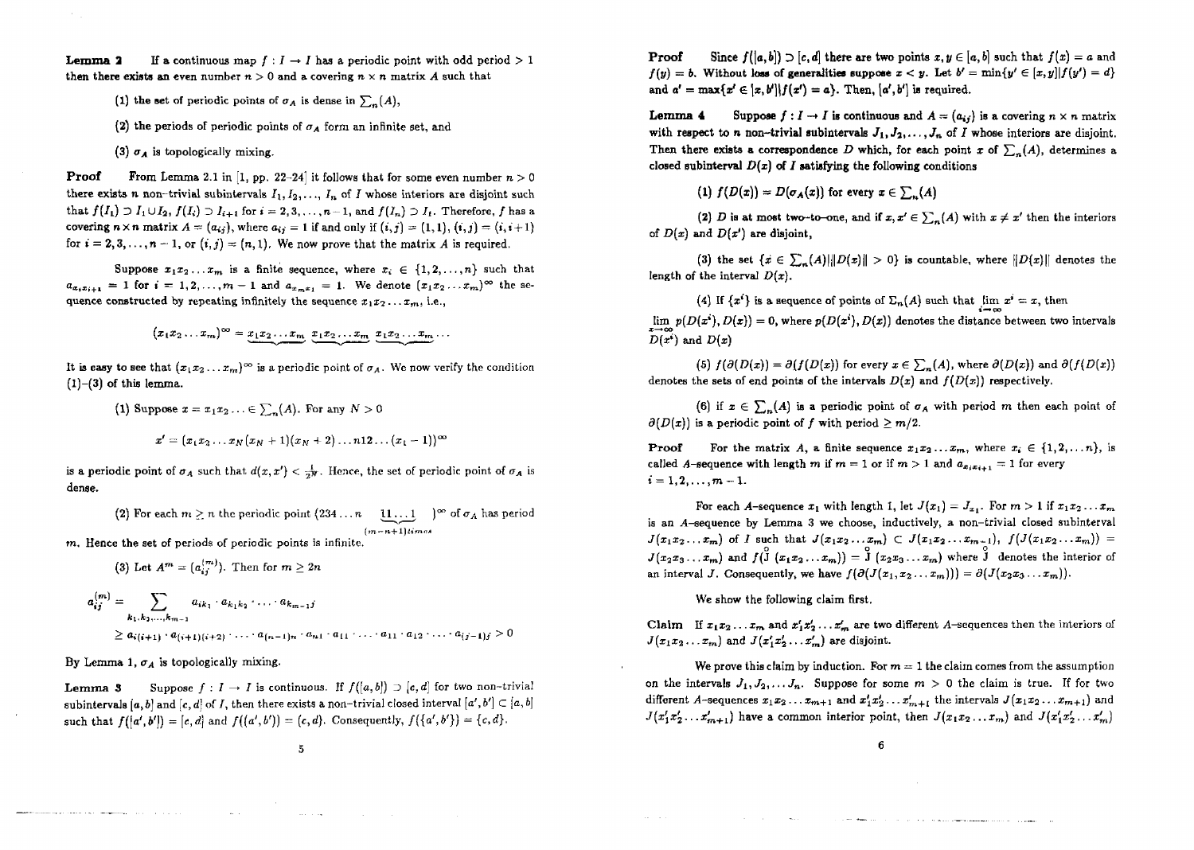**Lemma 2** If a continuous map $f : I \to I$ has a periodic point with odd period $> 1$ then there exists an even number $n > 0$ and a covering $n \times n$ matrix $A$ such that

(1) the set of periodic points of $\sigma_A$ is dense in $\sum_n(A)$,

(2) the periods of periodic points of $\sigma_A$ form an infinite set, and

(3) $\sigma_A$ is topologically mixing.

**Proof** From Lemma 2.1 in [1, pp. 22–24] it follows that for some even number $n > 0$ there exists $n$ non-trivial subintervals $I_1, I_2, \ldots, I_n$ of $I$ whose interiors are disjoint such that $f(I_1) \supset I_1 \cup I_2$, $f(I_i) \supset I_{i+1}$ for $i = 2, 3, \ldots, n-1$, and $f(I_n) \supset I_1$. Therefore, $f$ has a covering $n \times n$ matrix $A = (a_{ij})$, where $a_{ij} = 1$ if and only if $(i,j) = (1,1)$, $(i,j) = (i, i+1)$ for $i = 2, 3, \ldots, n-1$, or $(i,j) = (n, 1)$. We now prove that the matrix $A$ is required.

Suppose $x_1x_2\ldots x_m$ is a finite sequence, where $x_i \in \{1, 2, \ldots, n\}$ such that $a_{x_ix_{i+1}} = 1$ for $i = 1, 2, \ldots, m-1$ and $a_{x_mx_1} = 1$. We denote $(x_1x_2\ldots x_m)^\infty$ the sequence constructed by repeating infinitely the sequence $x_1x_2\ldots x_m$, i.e.,

$$(x_1x_2\ldots x_m)^\infty = \underbrace{x_1x_2\ldots x_m}\ \underbrace{x_1x_2\ldots x_m}\ \underbrace{x_1x_2\ldots x_m}\cdots$$

It is easy to see that $(x_1x_2\ldots x_m)^\infty$ is a periodic point of $\sigma_A$. We now verify the condition (1)–(3) of this lemma.

(1) Suppose $x = x_1x_2\ldots \in \sum_n(A)$. For any $N > 0$

$$x' = (x_1x_2\ldots x_N(x_N+1)(x_N+2)\ldots n12\ldots(x_1-1))^\infty$$

is a periodic point of $\sigma_A$ such that $d(x, x') < \frac{1}{2^N}$. Hence, the set of periodic point of $\sigma_A$ is dense.

(2) For each $m \geq n$ the periodic point $(234\ldots n\ \underbrace{11\ldots1}_{(m-n+1)\,times})^\infty$ of $\sigma_A$ has period $m$. Hence the set of periods of periodic points is infinite.

(3) Let $A^m = (a_{ij}^{(m)})$. Then for $m \geq 2n$

$$a_{ij}^{(m)} = \sum_{k_1, k_2, \ldots, k_{m-1}} a_{ik_1} \cdot a_{k_1k_2} \cdot \cdots \cdot a_{k_{m-1}j}$$

$$\geq a_{i(i+1)} \cdot a_{(i+1)(i+2)} \cdot \cdots \cdot a_{(n-1)n} \cdot a_{n1} \cdot a_{11} \cdot \cdots \cdot a_{11} \cdot a_{12} \cdot \cdots \cdot a_{(j-1)j} > 0$$

By Lemma 1, $\sigma_A$ is topologically mixing.

**Lemma 3** Suppose $f : I \to I$ is continuous. If $f([a,b]) \supset [c,d]$ for two non-trivial subintervals $[a,b]$ and $[c,d]$ of $I$, then there exists a non-trivial closed interval $[a', b'] \subset [a,b]$ such that $f([a', b']) = [c,d]$ and $f((a', b')) = (c,d)$. Consequently, $f(\{a', b'\}) = \{c, d\}$.

**Proof** Since $f([a,b]) \supset [c,d]$ there are two points $x, y \in [a,b]$ such that $f(x) = a$ and $f(y) = b$. Without loss of generalities suppose $x < y$. Let $b' = \min\{y' \in [x,y] | f(y') = d\}$ and $a' = \max\{x' \in [x, b'] | f(x') = a\}$. Then, $[a', b']$ is required.

**Lemma 4** Suppose $f : I \to I$ is continuous and $A = (a_{ij})$ is a covering $n \times n$ matrix with respect to $n$ non-trivial subintervals $J_1, J_2, \ldots, J_n$ of $I$ whose interiors are disjoint. Then there exists a correspondence $D$ which, for each point $x$ of $\sum_n(A)$, determines a closed subinterval $D(x)$ of $I$ satisfying the following conditions

(1) $f(D(x)) = D(\sigma_A(x))$ for every $x \in \sum_n(A)$

(2) $D$ is at most two-to-one, and if $x, x' \in \sum_n(A)$ with $x \neq x'$ then the interiors of $D(x)$ and $D(x')$ are disjoint,

(3) the set $\{x \in \sum_n(A) | \|D(x)\| > 0\}$ is countable, where $\|D(x)\|$ denotes the length of the interval $D(x)$.

(4) If $\{x^i\}$ is a sequence of points of $\Sigma_n(A)$ such that $\lim_{i\to\infty} x^i = x$, then $\lim_{x\to\infty} p(D(x^i), D(x)) = 0$, where $p(D(x^i), D(x))$ denotes the distance between two intervals $D(x^i)$ and $D(x)$

(5) $f(\partial(D(x)) = \partial(f(D(x))$ for every $x \in \sum_n(A)$, where $\partial(D(x))$ and $\partial(f(D(x))$ denotes the sets of end points of the intervals $D(x)$ and $f(D(x))$ respectively.

(6) if $x \in \sum_n(A)$ is a periodic point of $\sigma_A$ with period $m$ then each point of $\partial(D(x))$ is a periodic point of $f$ with period $\geq m/2$.

**Proof** For the matrix $A$, a finite sequence $x_1x_2\ldots x_m$, where $x_i \in \{1, 2, \ldots n\}$, is called $A$-sequence with length $m$ if $m = 1$ or if $m > 1$ and $a_{x_ix_{i+1}} = 1$ for every $i = 1, 2, \ldots, m-1$.

For each $A$-sequence $x_1$ with length 1, let $J(x_1) = J_{x_1}$. For $m > 1$ if $x_1x_2\ldots x_m$ is an $A$-sequence by Lemma 3 we choose, inductively, a non-trivial closed subinterval $J(x_1x_2\ldots x_m)$ of $I$ such that $J(x_1x_2\ldots x_m) \subset J(x_1x_2\ldots x_{m-1})$, $f(J(x_1x_2\ldots x_m)) = J(x_2x_3\ldots x_m)$ and $f(\overset{\circ}{J}(x_1x_2\ldots x_m)) = \overset{\circ}{J}(x_2x_3\ldots x_m)$ where $\overset{\circ}{J}$ denotes the interior of an interval $J$. Consequently, we have $f(\partial(J(x_1, x_2\ldots x_m))) = \partial(J(x_2x_3\ldots x_m))$.

We show the following claim first.

**Claim** If $x_1x_2\ldots x_m$ and $x_1'x_2'\ldots x_m'$ are two different $A$-sequences then the interiors of $J(x_1x_2\ldots x_m)$ and $J(x_1'x_2'\ldots x_m')$ are disjoint.

We prove this claim by induction. For $m = 1$ the claim comes from the assumption on the intervals $J_1, J_2, \ldots J_n$. Suppose for some $m > 0$ the claim is true. If for two different $A$-sequences $x_1x_2\ldots x_{m+1}$ and $x_1'x_2'\ldots x_{m+1}'$ the intervals $J(x_1x_2\ldots x_{m+1})$ and $J(x_1'x_2'\ldots x_{m+1}')$ have a common interior point, then $J(x_1x_2\ldots x_m)$ and $J(x_1'x_2'\ldots x_m')$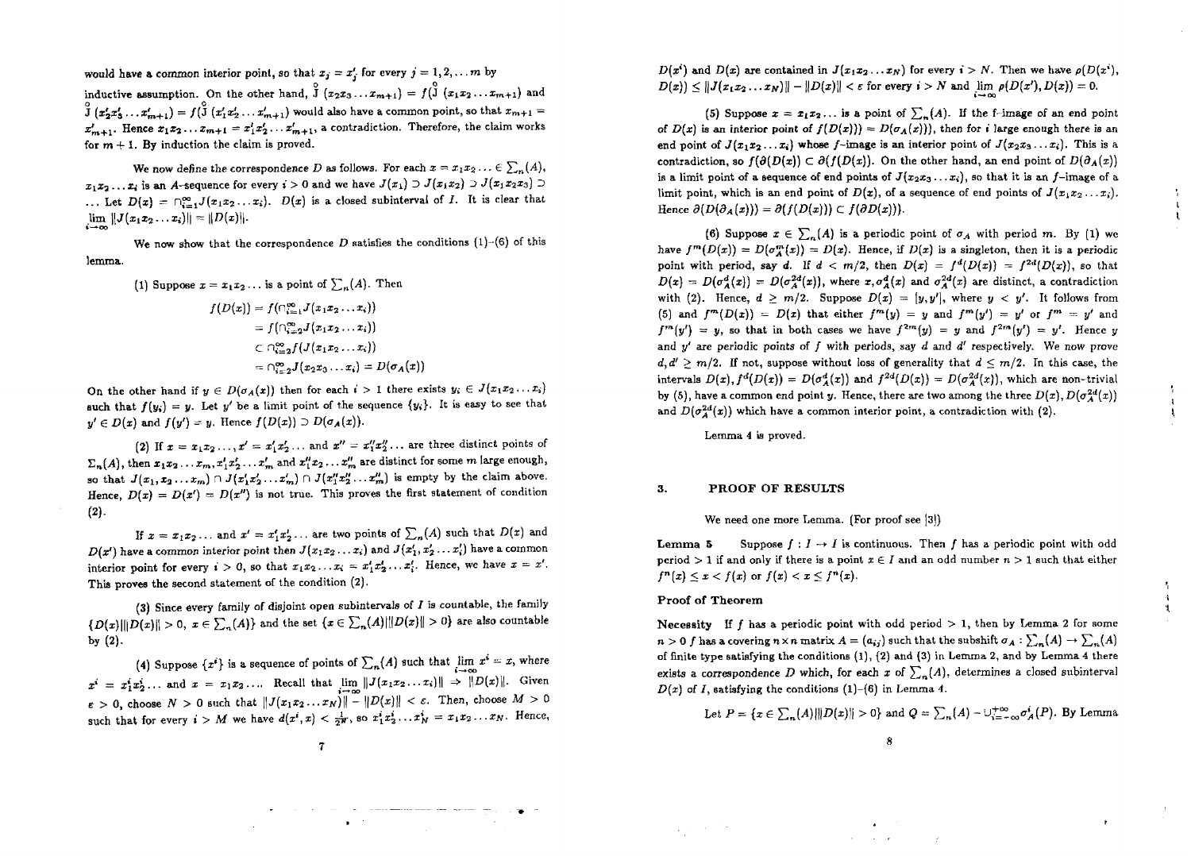would have a common interior point, so that $x_j = x'_j$ for every $j = 1, 2, \dots m$ by inductive assumption. On the other hand, $\overset{\circ}{J}(x_2x_3\dots x_{m+1}) = f(\overset{\circ}{J}(x_1x_2\dots x_{m+1})$ and $\overset{\circ}{J}(x'_2x'_3\dots x'_{m+1}) = f(\overset{\circ}{J}(x'_1x'_2\dots x'_{m+1})$ would also have a common point, so that $x_{m+1} = x'_{m+1}$. Hence $x_1x_2\dots x_{m+1} = x'_1x'_2\dots x'_{m+1}$, a contradiction. Therefore, the claim works for $m+1$. By induction the claim is proved.

We now define the correspondence $D$ as follows. For each $x = x_1x_2\dots \in \sum_n(A)$, $x_1x_2\dots x_i$ is an $A$-sequence for every $i > 0$ and we have $J(x_1) \supset J(x_1x_2) \supset J(x_1x_2x_3) \supset \dots$ Let $D(x) = \cap_{i=1}^{\infty} J(x_1x_2\dots x_i)$. $D(x)$ is a closed subinterval of $I$. It is clear that $\lim_{i\to\infty} \|J(x_1x_2\dots x_i)\| = \|D(x)\|$.

We now show that the correspondence $D$ satisfies the conditions (1)–(6) of this lemma.

(1) Suppose $x = x_1x_2\dots$ is a point of $\sum_n(A)$. Then

$$
\begin{aligned}
f(D(x)) &= f(\cap_{i=1}^{\infty} J(x_1x_2\dots x_i)) \\
&= f(\cap_{i=2}^{\infty} J(x_1x_2\dots x_i)) \\
&\subset \cap_{i=2}^{\infty} f(J(x_1x_2\dots x_i)) \\
&= \cap_{i=2}^{\infty} J(x_2x_3\dots x_i) = D(\sigma_A(x))
\end{aligned}
$$

On the other hand if $y \in D(\sigma_A(x))$ then for each $i > 1$ there exists $y_i \in J(x_1x_2\dots x_i)$ such that $f(y_i) = y$. Let $y'$ be a limit point of the sequence $\{y_i\}$. It is easy to see that $y' \in D(x)$ and $f(y') = y$. Hence $f(D(x)) \supset D(\sigma_A(x))$.

(2) If $x = x_1x_2\dots, x' = x'_1x'_2\dots$ and $x'' = x''_1x''_2\dots$ are three distinct points of $\sum_n(A)$, then $x_1x_2\dots x_m, x'_1x'_2\dots x'_m$ and $x''_1x_2\dots x''_m$ are distinct for some $m$ large enough, so that $J(x_1, x_2\dots x_m) \cap J(x'_1x'_2\dots x'_m) \cap J(x''_1x''_2\dots x''_m)$ is empty by the claim above. Hence, $D(x) = D(x') = D(x'')$ is not true. This proves the first statement of condition (2).

If $x = x_1x_2\dots$ and $x' = x'_1x'_2\dots$ are two points of $\sum_n(A)$ such that $D(x)$ and $D(x')$ have a common interior point then $J(x_1x_2\dots x_i)$ and $J(x'_1, x'_2\dots x'_i)$ have a common interior point for every $i > 0$, so that $x_1x_2\dots x_i = x'_1x'_2\dots x'_i$. Hence, we have $x = x'$. This proves the second statement of the condition (2).

(3) Since every family of disjoint open subintervals of $I$ is countable, the family $\{D(x) | \|D(x)\| > 0,\ x \in \sum_n(A)\}$ and the set $\{x \in \sum_n(A) | \|D(x)\| > 0\}$ are also countable by (2).

(4) Suppose $\{x^i\}$ is a sequence of points of $\sum_n(A)$ such that $\lim_{i\to\infty} x^i = x$, where $x^i = x^i_1x^i_2\dots$ and $x = x_1x_2\dots$. Recall that $\lim_{i\to\infty} \|J(x_1x_2\dots x_i)\| \to \|D(x)\|$. Given $\varepsilon > 0$, choose $N > 0$ such that $\|J(x_1x_2\dots x_N)\| - \|D(x)\| < \varepsilon$. Then, choose $M > 0$ such that for every $i > M$ we have $d(x^i, x) < \frac{1}{2^N}$, so $x^i_1x^i_2\dots x^i_N = x_1x_2\dots x_N$. Hence, $D(x^i)$ and $D(x)$ are contained in $J(x_1x_2\dots x_N)$ for every $i > N$. Then we have $\rho(D(x^i), D(x)) \le \|J(x_1x_2\dots x_N)\| - \|D(x)\| < \varepsilon$ for every $i > N$ and $\lim_{i\to\infty} \rho(D(x^i), D(x)) = 0$.

(5) Suppose $x = x_1x_2\dots$ is a point of $\sum_n(A)$. If the f-image of an end point of $D(x)$ is an interior point of $f(D(x))) = D(\sigma_A(x)))$, then for $i$ large enough there is an end point of $J(x_1x_2\dots x_i)$ whose $f$-image is an interior point of $J(x_2x_3\dots x_i)$. This is a contradiction, so $f(\partial(D(x)) \subset \partial(f(D(x))$. On the other hand, an end point of $D(\partial_A(x))$ is a limit point of a sequence of end points of $J(x_2x_3\dots x_i)$, so that it is an $f$-image of a limit point, which is an end point of $D(x)$, of a sequence of end points of $J(x_1x_2\dots x_i)$. Hence $\partial(D(\partial_A(x)) = \partial(f(D(x))) \subset f(\partial D(x)))$.

(6) Suppose $x \in \sum_n(A)$ is a periodic point of $\sigma_A$ with period $m$. By (1) we have $f^m(D(x)) = D(\sigma^m_A(x)) = D(x)$. Hence, if $D(x)$ is a singleton, then it is a periodic point with period, say $d$. If $d < m/2$, then $D(x) = f^d(D(x)) = f^{2d}(D(x))$, so that $D(x) = D(\sigma^d_A(x)) = D(\sigma^{2d}_A(x))$, where $x, \sigma^d_A(x)$ and $\sigma^{2d}_A(x)$ are distinct, a contradiction with (2). Hence, $d \ge m/2$. Suppose $D(x) = [y, y']$, where $y < y'$. It follows from (5) and $f^m(D(x)) = D(x)$ that either $f^m(y) = y$ and $f^m(y') = y'$ or $f^m = y'$ and $f^m(y') = y$, so that in both cases we have $f^{2m}(y) = y$ and $f^{2m}(y') = y'$. Hence $y$ and $y'$ are periodic points of $f$ with periods, say $d$ and $d'$ respectively. We now prove $d, d' \ge m/2$. If not, suppose without loss of generality that $d \le m/2$. In this case, the intervals $D(x), f^d(D(x)) = D(\sigma^d_A(x))$ and $f^{2d}(D(x)) = D(\sigma^{2d}_A(x))$, which are non-trivial by (5), have a common end point $y$. Hence, there are two among the three $D(x), D(\sigma^{2d}_A(x))$ and $D(\sigma^{2d}_A(x))$ which have a common interior point, a contradiction with (2).

Lemma 4 is proved.

## 3. PROOF OF RESULTS

We need one more Lemma. (For proof see [3])

**Lemma 5** Suppose $f : I \to I$ is continuous. Then $f$ has a periodic point with odd period $> 1$ if and only if there is a point $x \in I$ and an odd number $n > 1$ such that either $f^n(x) \le x < f(x)$ or $f(x) < x \le f^n(x)$.

### Proof of Theorem

**Necessity** If $f$ has a periodic point with odd period $> 1$, then by Lemma 2 for some $n > 0$ $f$ has a covering $n \times n$ matrix $A = (a_{ij})$ such that the subshift $\sigma_A : \sum_n(A) \to \sum_n(A)$ of finite type satisfying the conditions (1), (2) and (3) in Lemma 2, and by Lemma 4 there exists a correspondence $D$ which, for each $x$ of $\sum_n(A)$, determines a closed subinterval $D(x)$ of $I$, satisfying the conditions (1)–(6) in Lemma 4.

Let $P = \{x \in \sum_n(A) | \|D(x)\| > 0\}$ and $Q = \sum_n(A) - \cup_{i=-\infty}^{+\infty} \sigma^i_A(P)$. By Lemma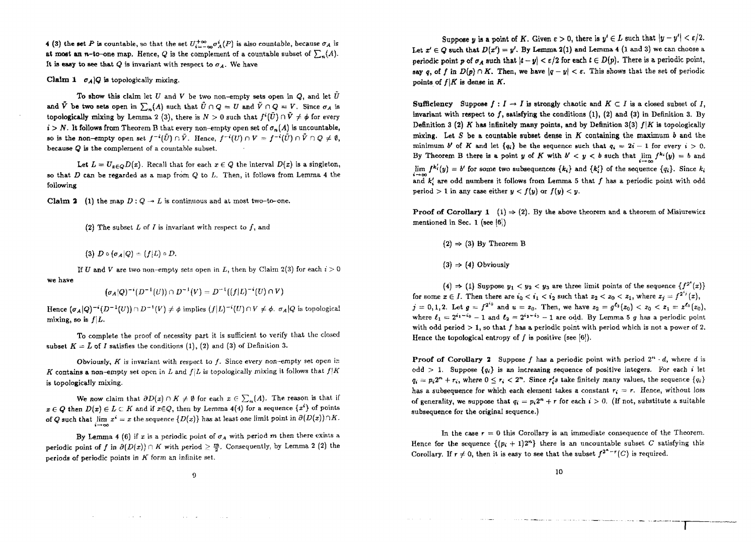4 (3) the set $P$ is countable, so that the set $\cup_{i=-\infty}^{+\infty}\sigma_A^i(P)$ is also countable, because $\sigma_A$ is at most an $n$-to-one map. Hence, $Q$ is the complement of a countable subset of $\sum_n(A)$. It is easy to see that $Q$ is invariant with respect to $\sigma_A$. We have

**Claim 1** $\sigma_A|Q$ is topologically mixing.

To show this claim let $U$ and $V$ be two non-empty sets open in $Q$, and let $\tilde{U}$ and $\tilde{V}$ be two sets open in $\sum_n(A)$ such that $\tilde{U}\cap Q = U$ and $\tilde{V}\cap Q = V$. Since $\sigma_A$ is topologically mixing by Lemma 2 (3), there is $N > 0$ such that $f^i(\tilde{U})\cap\tilde{V}\neq\phi$ for every $i > N$. It follows from Theorem B that every non-empty open set of $\sigma_n(A)$ is uncountable, so is the non-empty open set $f^{-i}(\tilde{U})\cap\tilde{V}$. Hence, $f^{-i}(U)\cap V = f^{-i}(\tilde{U})\cap\tilde{V}\cap Q\neq\emptyset$, because $Q$ is the complement of a countable subset.

Let $L = \cup_{x\in Q}D(x)$. Recall that for each $x\in Q$ the interval $D(x)$ is a singleton, so that $D$ can be regarded as a map from $Q$ to $L$. Then, it follows from Lemma 4 the following

**Claim 2** (1) the map $D: Q\to L$ is continuous and at most two-to-one.

(2) The subset $L$ of $I$ is invariant with respect to $f$, and

(3) $D\circ(\sigma_A|Q) = (f|L)\circ D$.

If $U$ and $V$ are two non-empty sets open in $L$, then by Claim 2(3) for each $i > 0$ we have

$$(\sigma_A|Q)^{-i}(D^{-1}(U))\cap D^{-1}(V) = D^{-1}((f|L)^{-i}(U)\cap V)$$

Hence $(\sigma_A|Q)^{-i}(D^{-1}(U))\cap D^{-1}(V)\neq\phi$ implies $(f|L)^{-i}(U)\cap V\neq\phi$. $\sigma_A|Q$ is topological mixing, so is $f|L$.

To complete the proof of necessity part it is sufficient to verify that the closed subset $K = \bar{L}$ of $I$ satisfies the conditions (1), (2) and (3) of Definition 3.

Obviously, $K$ is invariant with respect to $f$. Since every non-empty set open in $K$ contains a non-empty set open in $L$ and $f|L$ is topologically mixing it follows that $f|K$ is topologically mixing.

We now claim that $\partial D(x)\cap K\neq\emptyset$ for each $x\in\sum_n(A)$. The reason is that if $x\in Q$ then $D(x)\in L\subset K$ and if $x\bar{\in}Q$, then by Lemma 4(4) for a sequence $\{x^i\}$ of points of $Q$ such that $\lim_{i\to\infty}x^i = x$ the sequence $\{D(x)\}$ has at least one limit point in $\partial(D(x))\cap K$.

By Lemma 4 (6) if $x$ is a periodic point of $\sigma_A$ with period $m$ then there exists a periodic point of $f$ in $\partial(D(x))\cap K$ with period $\geq\frac{m}{2}$. Consequently, by Lemma 2 (2) the periods of periodic points in $K$ form an infinite set.

Suppose $y$ is a point of $K$. Given $\varepsilon > 0$, there is $y'\in L$ such that $|y - y'| < \varepsilon/2$. Let $x'\in Q$ such that $D(x') = y'$. By Lemma 2(1) and Lemma 4 (1 and 3) we can choose a periodic point $p$ of $\sigma_A$ such that $|t - y| < \varepsilon/2$ for each $t\in D(p)$. There is a periodic point, say $q$, of $f$ in $D(p)\cap K$. Then, we have $|q - y| < \varepsilon$. This shows that the set of periodic points of $f|K$ is dense in $K$.

**Sufficiency** Suppose $f: I\to I$ is strongly chaotic and $K\subset I$ is a closed subset of $I$, invariant with respect to $f$, satisfying the conditions (1), (2) and (3) in Definition 3. By Definition 3 (2) $K$ has infinitely many points, and by Definition 3(3) $f|K$ is topologically mixing. Let $S$ be a countable subset dense in $K$ containing the maximum $b$ and the minimum $b'$ of $K$ and let $\{q_i\}$ be the sequence such that $q_i = 2i - 1$ for every $i > 0$. By Theorem B there is a point $y$ of $K$ with $b' < y < b$ such that $\lim_{i\to\infty}f^{k_i}(y) = b$ and $\lim_{i\to\infty}f^{k_i'}(y) = b'$ for some two subsequences $\{k_i\}$ and $\{k_i'\}$ of the sequence $\{q_i\}$. Since $k_i$ and $k_i'$ are odd numbers it follows from Lemma 5 that $f$ has a periodic point with odd period $> 1$ in any case either $y < f(y)$ or $f(y) < y$.

**Proof of Corollary 1** (1) $\Rightarrow$ (2). By the above theorem and a theorem of Misiurewicz mentioned in Sec. 1 (see [6])

(2) $\Rightarrow$ (3) By Theorem B

(3) $\Rightarrow$ (4) Obviously

(4) $\Rightarrow$ (1) Suppose $y_1 < y_2 < y_3$ are three limit points of the sequence $\{f^{2^i}(x)\}$ for some $x\in I$. Then there are $i_0 < i_1 < i_2$ such that $z_2 < z_0 < z_1$, where $z_j = f^{2^{i_j}}(x)$, $j = 0, 1, 2$. Let $g = f^{2^{i_0}}$ and $u = z_0$. Then, we have $z_2 = g^{\ell_2}(z_0) < z_0 < z_1 = z^{\ell_1}(z_0)$, where $\ell_1 = 2^{i_1 - i_0} - 1$ and $\ell_2 = 2^{i_2 - i_0} - 1$ are odd. By Lemma 5 $g$ has a periodic point with odd period $> 1$, so that $f$ has a periodic point with period which is not a power of 2. Hence the topological entropy of $f$ is positive (see [6]).

**Proof of Corollary 2** Suppose $f$ has a periodic point with period $2^n\cdot d$, where $d$ is odd $> 1$. Suppose $\{q_i\}$ is an increasing sequence of positive integers. For each $i$ let $q_i = p_i 2^n + r_i$, where $0\leq r_i < 2^n$. Since $r_i'$s take finitely many values, the sequence $\{q_i\}$ has a subsequence for which each element takes a constant $r_i = r$. Hence, without loss of generality, we suppose that $q_i = p_i 2^n + r$ for each $i > 0$. (If not, substitute a suitable subsequence for the original sequence.)

In the case $r = 0$ this Corollary is an immediate consequence of the Theorem. Hence for the sequence $\{(p_i + 1)2^n\}$ there is an uncountable subset $C$ satisfying this Corollary. If $r\neq 0$, then it is easy to see that the subset $f^{2^n - r}(C)$ is required.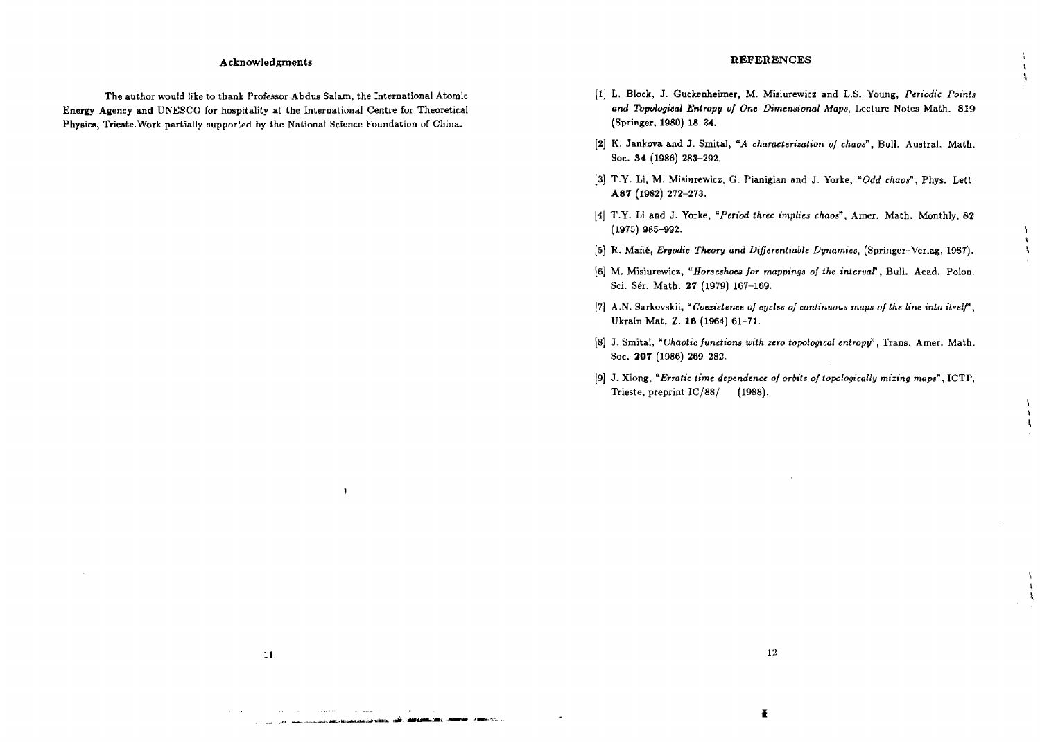## Acknowledgments

The author would like to thank Professor Abdus Salam, the International Atomic Energy Agency and UNESCO for hospitality at the International Centre for Theoretical Physics, Trieste. Work partially supported by the National Science Foundation of China.

## REFERENCES

[1] L. Block, J. Guckenheimer, M. Misiurewicz and L.S. Young, *Periodic Points and Topological Entropy of One-Dimensional Maps*, Lecture Notes Math. **819** (Springer, 1980) 18–34.

[2] K. Jankova and J. Smital, "*A characterization of chaos*", Bull. Austral. Math. Soc. **34** (1986) 283–292.

[3] T.Y. Li, M. Misiurewicz, G. Pianigian and J. Yorke, "*Odd chaos*", Phys. Lett. **A87** (1982) 272–273.

[4] T.Y. Li and J. Yorke, "*Period three implies chaos*", Amer. Math. Monthly, **82** (1975) 985–992.

[5] R. Mañé, *Ergodic Theory and Differentiable Dynamics*, (Springer-Verlag, 1987).

[6] M. Misiurewicz, "*Horseshoes for mappings of the interval*", Bull. Acad. Polon. Sci. Sér. Math. **27** (1979) 167–169.

[7] A.N. Sarkovskii, "*Coexistence of cycles of continuous maps of the line into itself*", Ukrain Mat. Z. **16** (1964) 61–71.

[8] J. Smital, "*Chaotic functions with zero topological entropy*", Trans. Amer. Math. Soc. **297** (1986) 269–282.

[9] J. Xiong, "*Erratic time dependence of orbits of topologically mixing maps*", ICTP, Trieste, preprint IC/88/ (1988).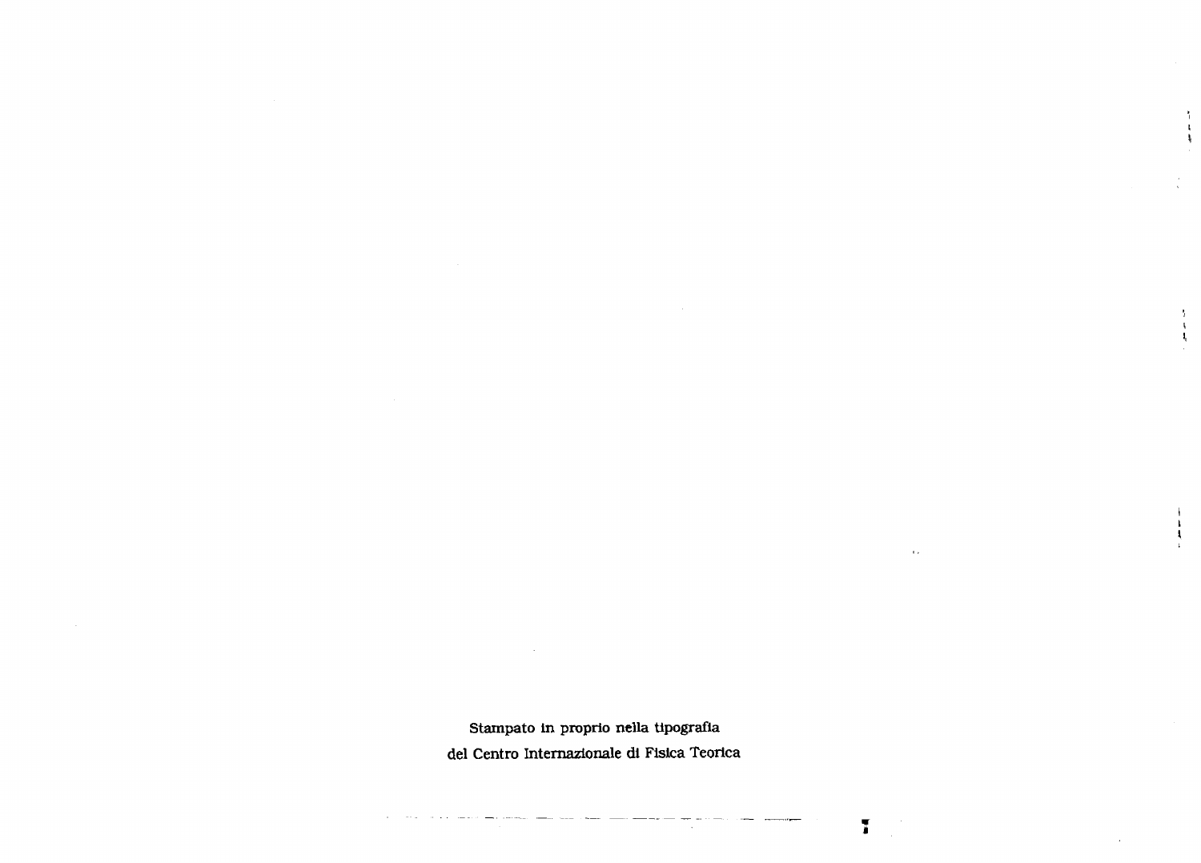Stampato in proprio nella tipografia
del Centro Internazionale di Fisica Teorica